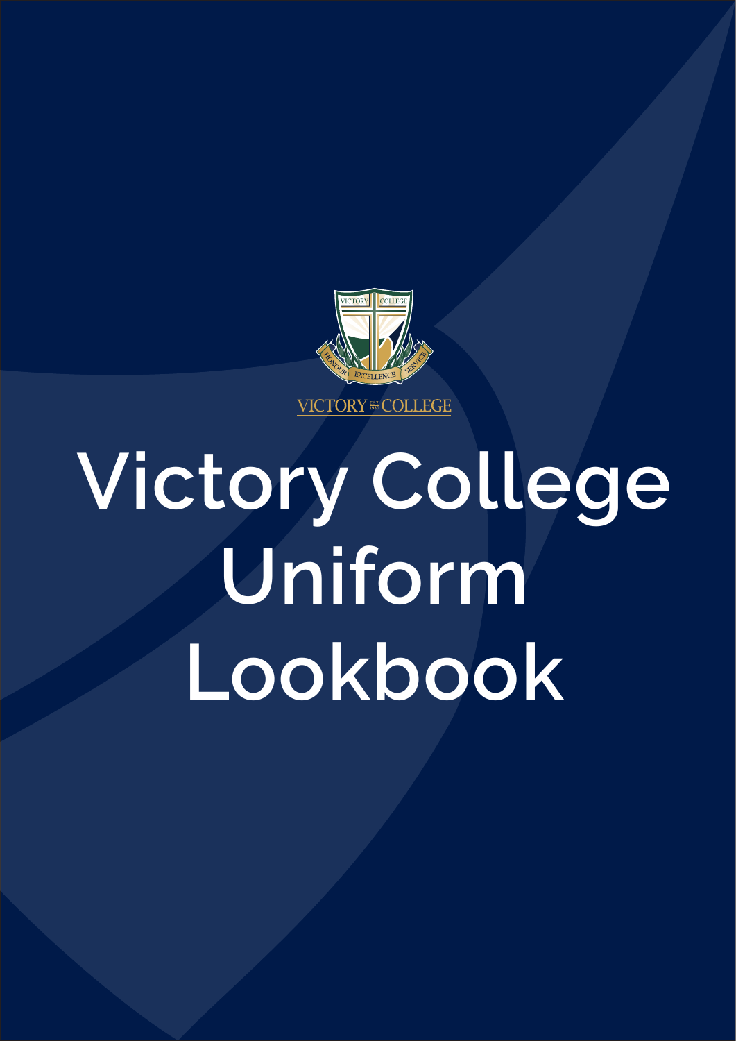# Victory College Uniform Lookbook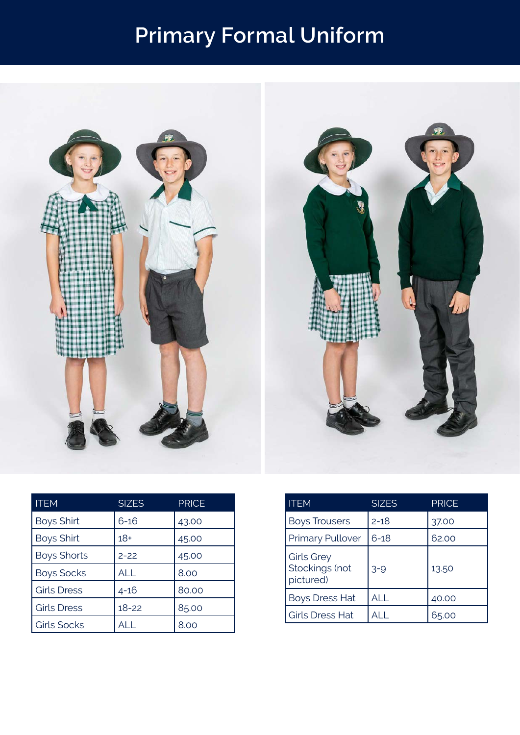# Primary Formal Uniform

| ITEM | SIZES | PRICE |
|---|---|---|
| Boys Shirt | 6-16 | 43.00 |
| Boys Shirt | 18+ | 45.00 |
| Boys Shorts | 2-22 | 45.00 |
| Boys Socks | ALL | 8.00 |
| Girls Dress | 4-16 | 80.00 |
| Girls Dress | 18-22 | 85.00 |
| Girls Socks | ALL | 8.00 |

| ITEM | SIZES | PRICE |
|---|---|---|
| Boys Trousers | 2-18 | 37.00 |
| Primary Pullover | 6-18 | 62.00 |
| Girls Grey Stockings (not pictured) | 3-9 | 13.50 |
| Boys Dress Hat | ALL | 40.00 |
| Girls Dress Hat | ALL | 65.00 |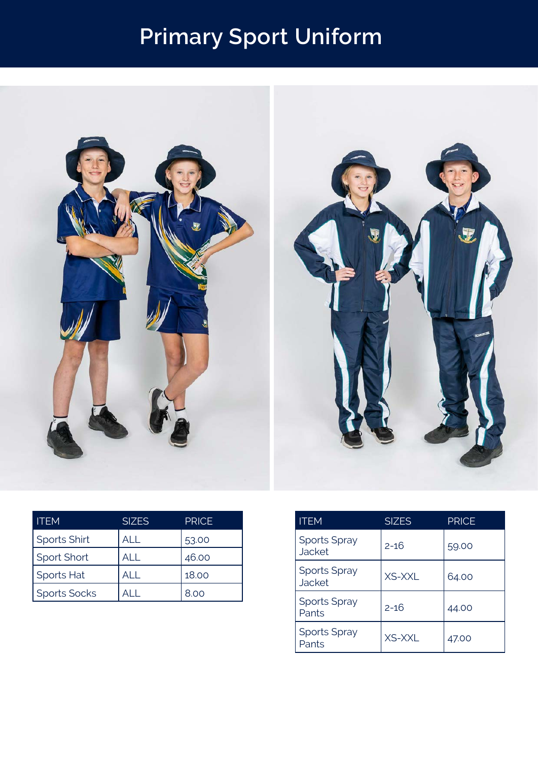# Primary Sport Uniform

| ITEM | SIZES | PRICE |
|---|---|---|
| Sports Shirt | ALL | 53.00 |
| Sport Short | ALL | 46.00 |
| Sports Hat | ALL | 18.00 |
| Sports Socks | ALL | 8.00 |

| ITEM | SIZES | PRICE |
|---|---|---|
| Sports Spray Jacket | 2-16 | 59.00 |
| Sports Spray Jacket | XS-XXL | 64.00 |
| Sports Spray Pants | 2-16 | 44.00 |
| Sports Spray Pants | XS-XXL | 47.00 |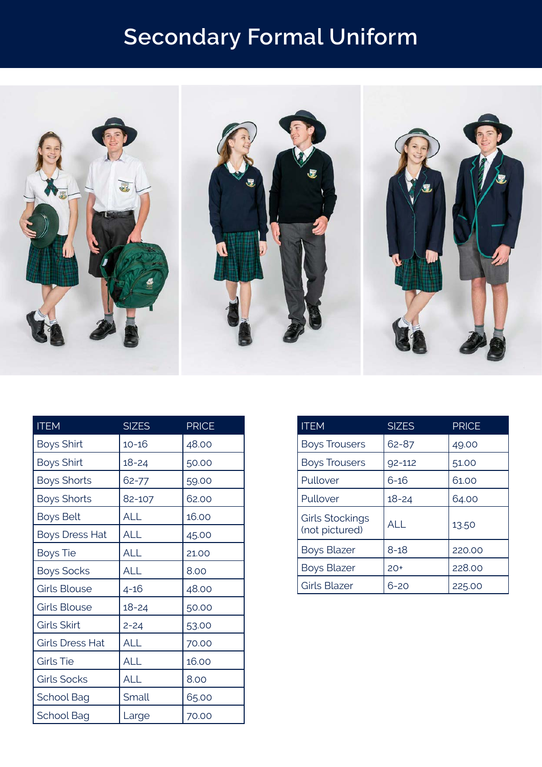# Secondary Formal Uniform

| ITEM | SIZES | PRICE |
|---|---|---|
| Boys Shirt | 10-16 | 48.00 |
| Boys Shirt | 18-24 | 50.00 |
| Boys Shorts | 62-77 | 59.00 |
| Boys Shorts | 82-107 | 62.00 |
| Boys Belt | ALL | 16.00 |
| Boys Dress Hat | ALL | 45.00 |
| Boys Tie | ALL | 21.00 |
| Boys Socks | ALL | 8.00 |
| Girls Blouse | 4-16 | 48.00 |
| Girls Blouse | 18-24 | 50.00 |
| Girls Skirt | 2-24 | 53.00 |
| Girls Dress Hat | ALL | 70.00 |
| Girls Tie | ALL | 16.00 |
| Girls Socks | ALL | 8.00 |
| School Bag | Small | 65.00 |
| School Bag | Large | 70.00 |

| ITEM | SIZES | PRICE |
|---|---|---|
| Boys Trousers | 62-87 | 49.00 |
| Boys Trousers | 92-112 | 51.00 |
| Pullover | 6-16 | 61.00 |
| Pullover | 18-24 | 64.00 |
| Girls Stockings (not pictured) | ALL | 13.50 |
| Boys Blazer | 8-18 | 220.00 |
| Boys Blazer | 20+ | 228.00 |
| Girls Blazer | 6-20 | 225.00 |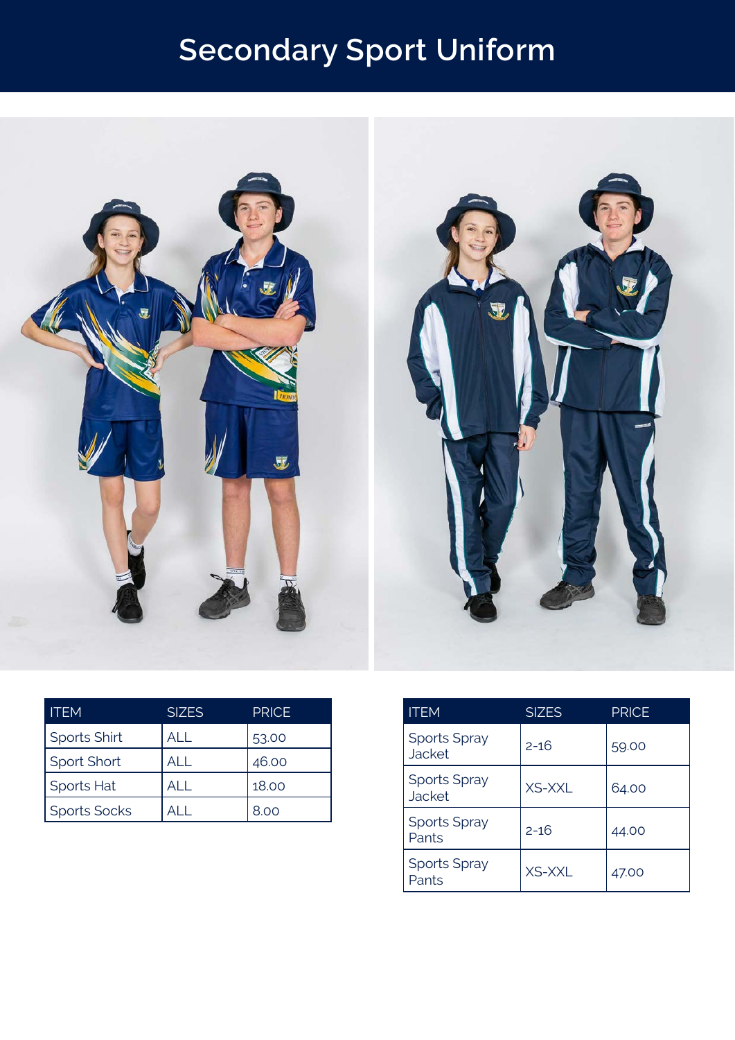# Secondary Sport Uniform

| ITEM | SIZES | PRICE |
|---|---|---|
| Sports Shirt | ALL | 53.00 |
| Sport Short | ALL | 46.00 |
| Sports Hat | ALL | 18.00 |
| Sports Socks | ALL | 8.00 |

| ITEM | SIZES | PRICE |
|---|---|---|
| Sports Spray Jacket | 2-16 | 59.00 |
| Sports Spray Jacket | XS-XXL | 64.00 |
| Sports Spray Pants | 2-16 | 44.00 |
| Sports Spray Pants | XS-XXL | 47.00 |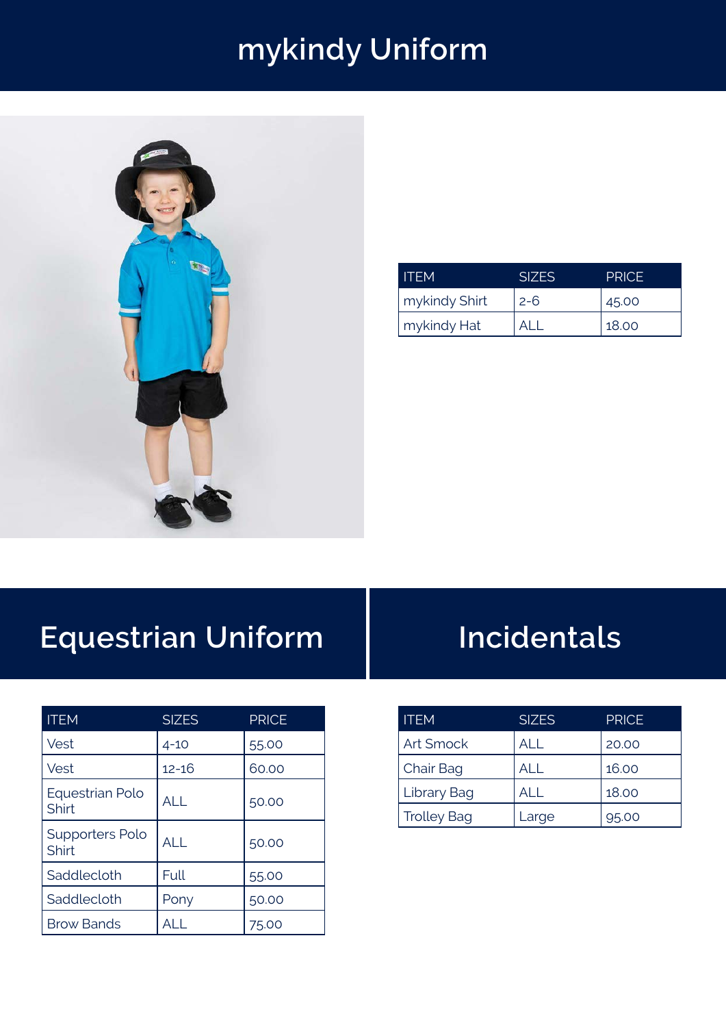# mykindy Uniform

| ITEM | SIZES | PRICE |
|---|---|---|
| mykindy Shirt | 2-6 | 45.00 |
| mykindy Hat | ALL | 18.00 |

# Equestrian Uniform

| ITEM | SIZES | PRICE |
|---|---|---|
| Vest | 4-10 | 55.00 |
| Vest | 12-16 | 60.00 |
| Equestrian Polo Shirt | ALL | 50.00 |
| Supporters Polo Shirt | ALL | 50.00 |
| Saddlecloth | Full | 55.00 |
| Saddlecloth | Pony | 50.00 |
| Brow Bands | ALL | 75.00 |

# Incidentals

| ITEM | SIZES | PRICE |
|---|---|---|
| Art Smock | ALL | 20.00 |
| Chair Bag | ALL | 16.00 |
| Library Bag | ALL | 18.00 |
| Trolley Bag | Large | 95.00 |